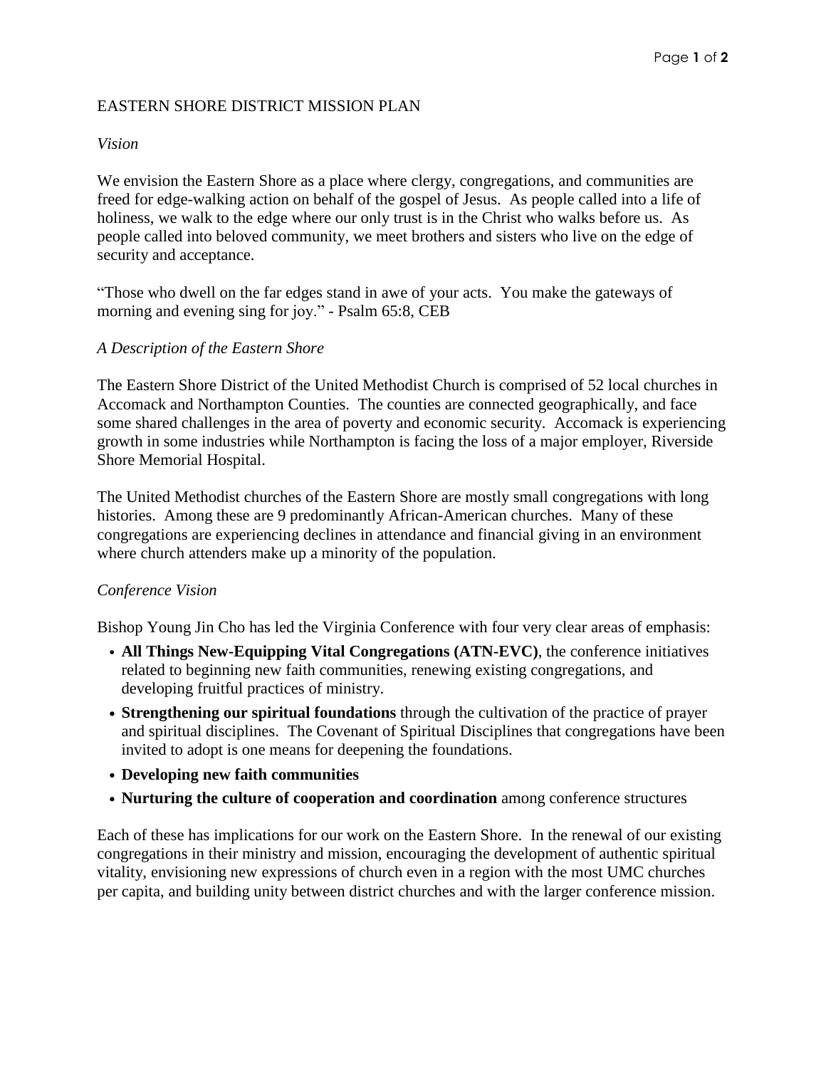# EASTERN SHORE DISTRICT MISSION PLAN

## *Vision*

We envision the Eastern Shore as a place where clergy, congregations, and communities are freed for edge-walking action on behalf of the gospel of Jesus. As people called into a life of holiness, we walk to the edge where our only trust is in the Christ who walks before us. As people called into beloved community, we meet brothers and sisters who live on the edge of security and acceptance.

"Those who dwell on the far edges stand in awe of your acts. You make the gateways of morning and evening sing for joy." - Psalm 65:8, CEB

## *A Description of the Eastern Shore*

The Eastern Shore District of the United Methodist Church is comprised of 52 local churches in Accomack and Northampton Counties. The counties are connected geographically, and face some shared challenges in the area of poverty and economic security. Accomack is experiencing growth in some industries while Northampton is facing the loss of a major employer, Riverside Shore Memorial Hospital.

The United Methodist churches of the Eastern Shore are mostly small congregations with long histories. Among these are 9 predominantly African-American churches. Many of these congregations are experiencing declines in attendance and financial giving in an environment where church attenders make up a minority of the population.

## *Conference Vision*

Bishop Young Jin Cho has led the Virginia Conference with four very clear areas of emphasis:

- **All Things New-Equipping Vital Congregations (ATN-EVC)**, the conference initiatives related to beginning new faith communities, renewing existing congregations, and developing fruitful practices of ministry.
- **Strengthening our spiritual foundations** through the cultivation of the practice of prayer and spiritual disciplines. The Covenant of Spiritual Disciplines that congregations have been invited to adopt is one means for deepening the foundations.
- **Developing new faith communities**
- **Nurturing the culture of cooperation and coordination** among conference structures

Each of these has implications for our work on the Eastern Shore. In the renewal of our existing congregations in their ministry and mission, encouraging the development of authentic spiritual vitality, envisioning new expressions of church even in a region with the most UMC churches per capita, and building unity between district churches and with the larger conference mission.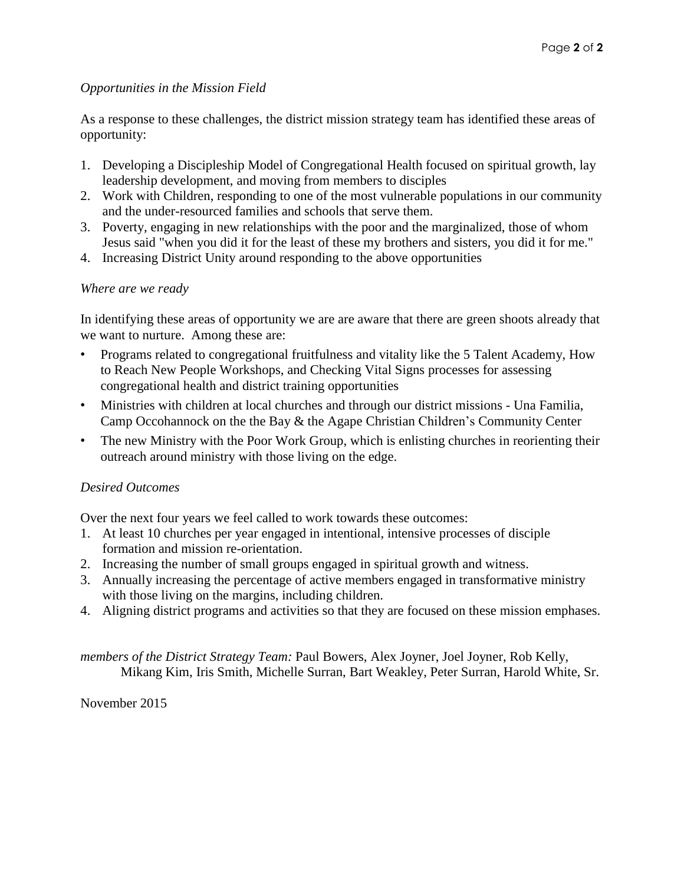*Opportunities in the Mission Field*

As a response to these challenges, the district mission strategy team has identified these areas of opportunity:

1. Developing a Discipleship Model of Congregational Health focused on spiritual growth, lay leadership development, and moving from members to disciples
2. Work with Children, responding to one of the most vulnerable populations in our community and the under-resourced families and schools that serve them.
3. Poverty, engaging in new relationships with the poor and the marginalized, those of whom Jesus said "when you did it for the least of these my brothers and sisters, you did it for me."
4. Increasing District Unity around responding to the above opportunities

*Where are we ready*

In identifying these areas of opportunity we are are aware that there are green shoots already that we want to nurture. Among these are:

- Programs related to congregational fruitfulness and vitality like the 5 Talent Academy, How to Reach New People Workshops, and Checking Vital Signs processes for assessing congregational health and district training opportunities
- Ministries with children at local churches and through our district missions - Una Familia, Camp Occohannock on the the Bay & the Agape Christian Children's Community Center
- The new Ministry with the Poor Work Group, which is enlisting churches in reorienting their outreach around ministry with those living on the edge.

*Desired Outcomes*

Over the next four years we feel called to work towards these outcomes:

1. At least 10 churches per year engaged in intentional, intensive processes of disciple formation and mission re-orientation.
2. Increasing the number of small groups engaged in spiritual growth and witness.
3. Annually increasing the percentage of active members engaged in transformative ministry with those living on the margins, including children.
4. Aligning district programs and activities so that they are focused on these mission emphases.

*members of the District Strategy Team:* Paul Bowers, Alex Joyner, Joel Joyner, Rob Kelly, Mikang Kim, Iris Smith, Michelle Surran, Bart Weakley, Peter Surran, Harold White, Sr.

November 2015